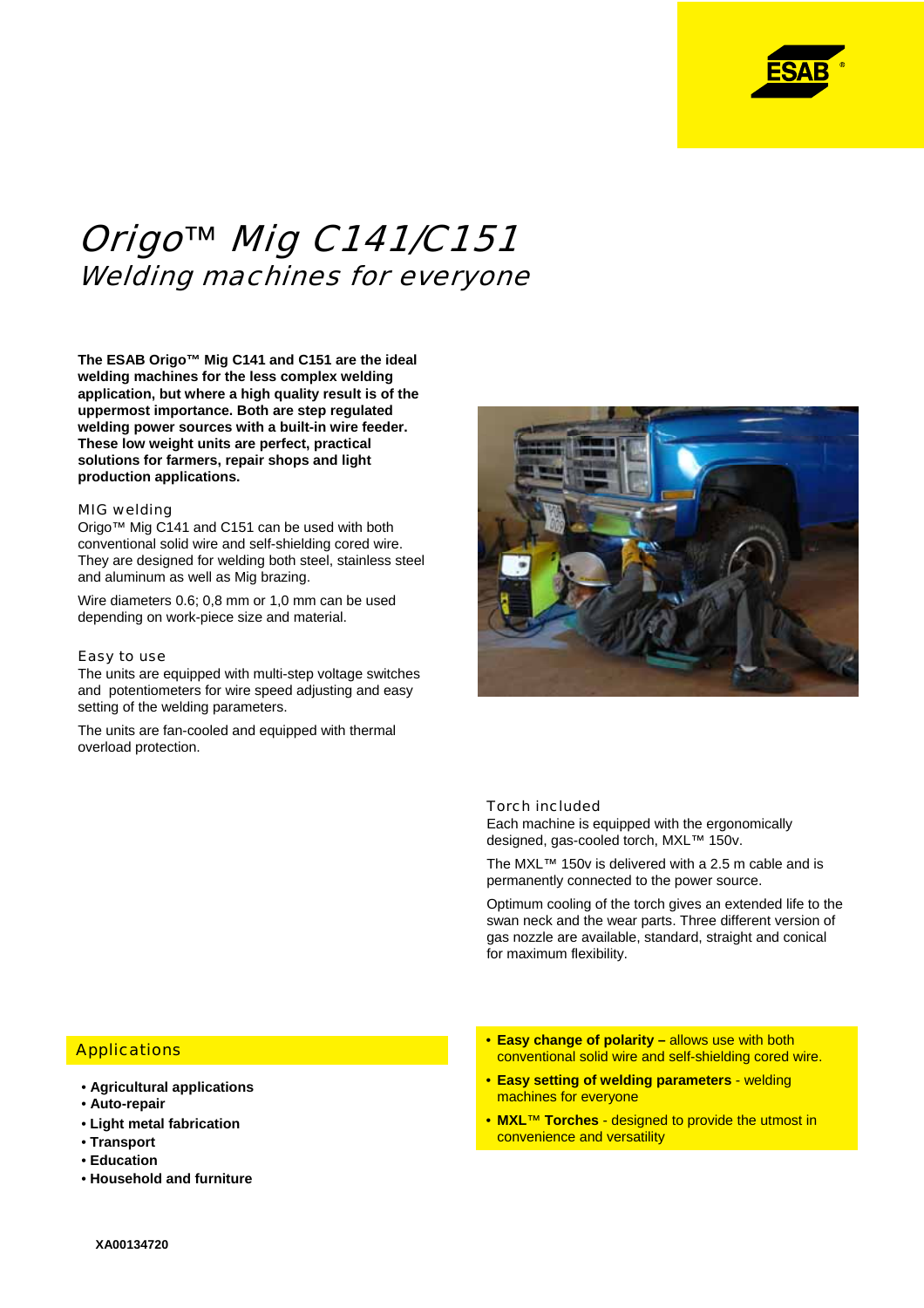# Origo™ Mig C141/C151

## Welding machines for everyone

**The ESAB Origo™ Mig C141 and C151 are the ideal welding machines for the less complex welding application, but where a high quality result is of the uppermost importance. Both are step regulated welding power sources with a built-in wire feeder. These low weight units are perfect, practical solutions for farmers, repair shops and light production applications.**

### MIG welding

Origo™ Mig C141 and C151 can be used with both conventional solid wire and self-shielding cored wire. They are designed for welding both steel, stainless steel and aluminum as well as Mig brazing.

Wire diameters 0.6; 0,8 mm or 1,0 mm can be used depending on work-piece size and material.

### Easy to use

The units are equipped with multi-step voltage switches and potentiometers for wire speed adjusting and easy setting of the welding parameters.

The units are fan-cooled and equipped with thermal overload protection.

### Torch included

Each machine is equipped with the ergonomically designed, gas-cooled torch, MXL™ 150v.

The MXL™ 150v is delivered with a 2.5 m cable and is permanently connected to the power source.

Optimum cooling of the torch gives an extended life to the swan neck and the wear parts. Three different version of gas nozzle are available, standard, straight and conical for maximum flexibility.

### Applications

- **Agricultural applications**
- **Auto-repair**
- **Light metal fabrication**
- **Transport**
- **Education**
- **Household and furniture**

- **Easy change of polarity –** allows use with both conventional solid wire and self-shielding cored wire.
- **Easy setting of welding parameters** - welding machines for everyone
- **MXL™ Torches** - designed to provide the utmost in convenience and versatility

**XA00134720**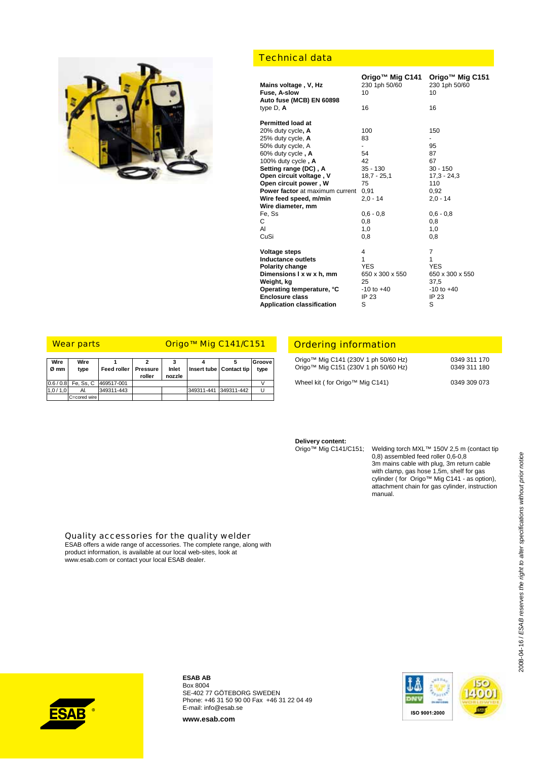## Technical data

| | Origo™ Mig C141 | Origo™ Mig C151 |
|---|---|---|
| **Mains voltage , V, Hz** | 230 1ph 50/60 | 230 1ph 50/60 |
| **Fuse, A-slow** | 10 | 10 |
| **Auto fuse (MCB) EN 60898** type D, **A** | 16 | 16 |
| **Permitted load at** | | |
| 20% duty cycle, **A** | 100 | 150 |
| 25% duty cycle, **A** | 83 | - |
| 50% duty cycle, A | - | 95 |
| 60% duty cycle , **A** | 54 | 87 |
| 100% duty cycle , **A** | 42 | 67 |
| **Setting range (DC) , A** | 35 - 130 | 30 - 150 |
| **Open circuit voltage , V** | 18,7 - 25,1 | 17,3 - 24,3 |
| **Open circuit power , W** | 75 | 110 |
| **Power factor** at maximum current | 0,91 | 0,92 |
| **Wire feed speed, m/min** | 2,0 - 14 | 2,0 - 14 |
| **Wire diameter, mm** | | |
| Fe, Ss | 0,6 - 0,8 | 0,6 - 0,8 |
| C | 0,8 | 0,8 |
| Al | 1,0 | 1,0 |
| CuSi | 0,8 | 0,8 |
| **Voltage steps** | 4 | 7 |
| **Inductance outlets** | 1 | 1 |
| **Polarity change** | YES | YES |
| **Dimensions l x w x h, mm** | 650 x 300 x 550 | 650 x 300 x 550 |
| **Weight, kg** | 25 | 37,5 |
| **Operating temperature, °C** | -10 to +40 | -10 to +40 |
| **Enclosure class** | IP 23 | IP 23 |
| **Application classification** | S | S |

## Wear parts — Origo™ Mig C141/C151

| Wire Ø mm | Wire type | 1 Feed roller | 2 Pressure roller | 3 Inlet nozzle | 4 Insert tube | 5 Contact tip | Groove type |
|---|---|---|---|---|---|---|---|
| 0.6 / 0.8 | Fe, Ss, C | 469517-001 | | | | | V |
| 1,0 / 1,0 | Al. | 349311-443 | | | 349311-441 | 349311-442 | U |
| | C=cored wire | | | | | | |

## Ordering information

| | |
|---|---|
| Origo™ Mig C141 (230V 1 ph 50/60 Hz) | 0349 311 170 |
| Origo™ Mig C151 (230V 1 ph 50/60 Hz) | 0349 311 180 |
| Wheel kit ( for Origo™ Mig C141) | 0349 309 073 |

**Delivery content:**

Origo™ Mig C141/C151; Welding torch MXL™ 150V 2,5 m (contact tip 0,8) assembled feed roller 0,6-0,8 3m mains cable with plug, 3m return cable with clamp, gas hose 1,5m, shelf for gas cylinder ( for Origo™ Mig C141 - as option), attachment chain for gas cylinder, instruction manual.

## Quality accessories for the quality welder

ESAB offers a wide range of accessories. The complete range, along with product information, is available at our local web-sites, look at www.esab.com or contact your local ESAB dealer.

*2008-04-16 / ESAB reserves the right to alter specifications without prior notice*

**ESAB AB**
Box 8004
SE-402 77 GÖTEBORG SWEDEN
Phone: +46 31 50 90 00 Fax +46 31 22 04 49
E-mail: info@esab.se

**www.esab.com**

ISO 9001:2000

ISO 14001